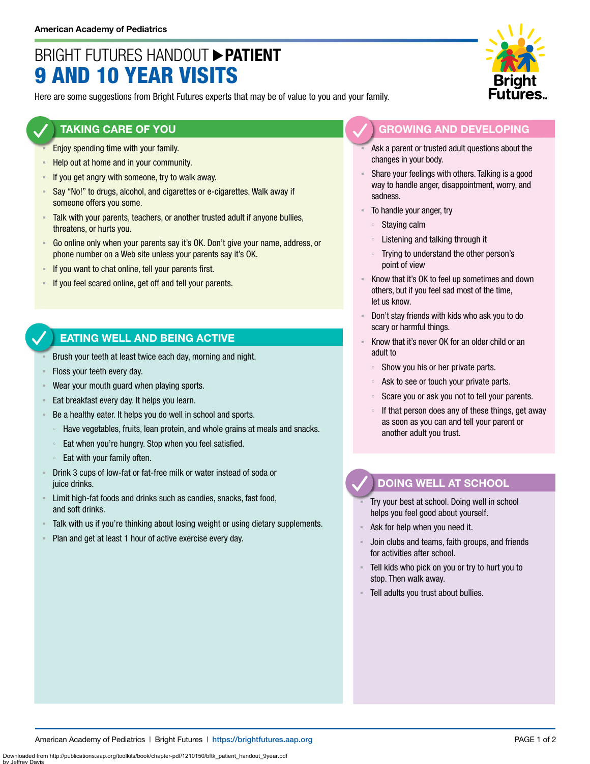American Academy of Pediatrics

# BRIGHT FUTURES HANDOUT ▶ PATIENT
# 9 AND 10 YEAR VISITS

Here are some suggestions from Bright Futures experts that may be of value to you and your family.

## TAKING CARE OF YOU

- Enjoy spending time with your family.
- Help out at home and in your community.
- If you get angry with someone, try to walk away.
- Say "No!" to drugs, alcohol, and cigarettes or e-cigarettes. Walk away if someone offers you some.
- Talk with your parents, teachers, or another trusted adult if anyone bullies, threatens, or hurts you.
- Go online only when your parents say it's OK. Don't give your name, address, or phone number on a Web site unless your parents say it's OK.
- If you want to chat online, tell your parents first.
- If you feel scared online, get off and tell your parents.

## EATING WELL AND BEING ACTIVE

- Brush your teeth at least twice each day, morning and night.
- Floss your teeth every day.
- Wear your mouth guard when playing sports.
- Eat breakfast every day. It helps you learn.
- Be a healthy eater. It helps you do well in school and sports.
  - Have vegetables, fruits, lean protein, and whole grains at meals and snacks.
  - Eat when you're hungry. Stop when you feel satisfied.
  - Eat with your family often.
- Drink 3 cups of low-fat or fat-free milk or water instead of soda or juice drinks.
- Limit high-fat foods and drinks such as candies, snacks, fast food, and soft drinks.
- Talk with us if you're thinking about losing weight or using dietary supplements.
- Plan and get at least 1 hour of active exercise every day.

## GROWING AND DEVELOPING

- Ask a parent or trusted adult questions about the changes in your body.
- Share your feelings with others. Talking is a good way to handle anger, disappointment, worry, and sadness.
- To handle your anger, try
  - Staying calm
  - Listening and talking through it
  - Trying to understand the other person's point of view
- Know that it's OK to feel up sometimes and down others, but if you feel sad most of the time, let us know.
- Don't stay friends with kids who ask you to do scary or harmful things.
- Know that it's never OK for an older child or an adult to
  - Show you his or her private parts.
  - Ask to see or touch your private parts.
  - Scare you or ask you not to tell your parents.
  - If that person does any of these things, get away as soon as you can and tell your parent or another adult you trust.

## DOING WELL AT SCHOOL

- Try your best at school. Doing well in school helps you feel good about yourself.
- Ask for help when you need it.
- Join clubs and teams, faith groups, and friends for activities after school.
- Tell kids who pick on you or try to hurt you to stop. Then walk away.
- Tell adults you trust about bullies.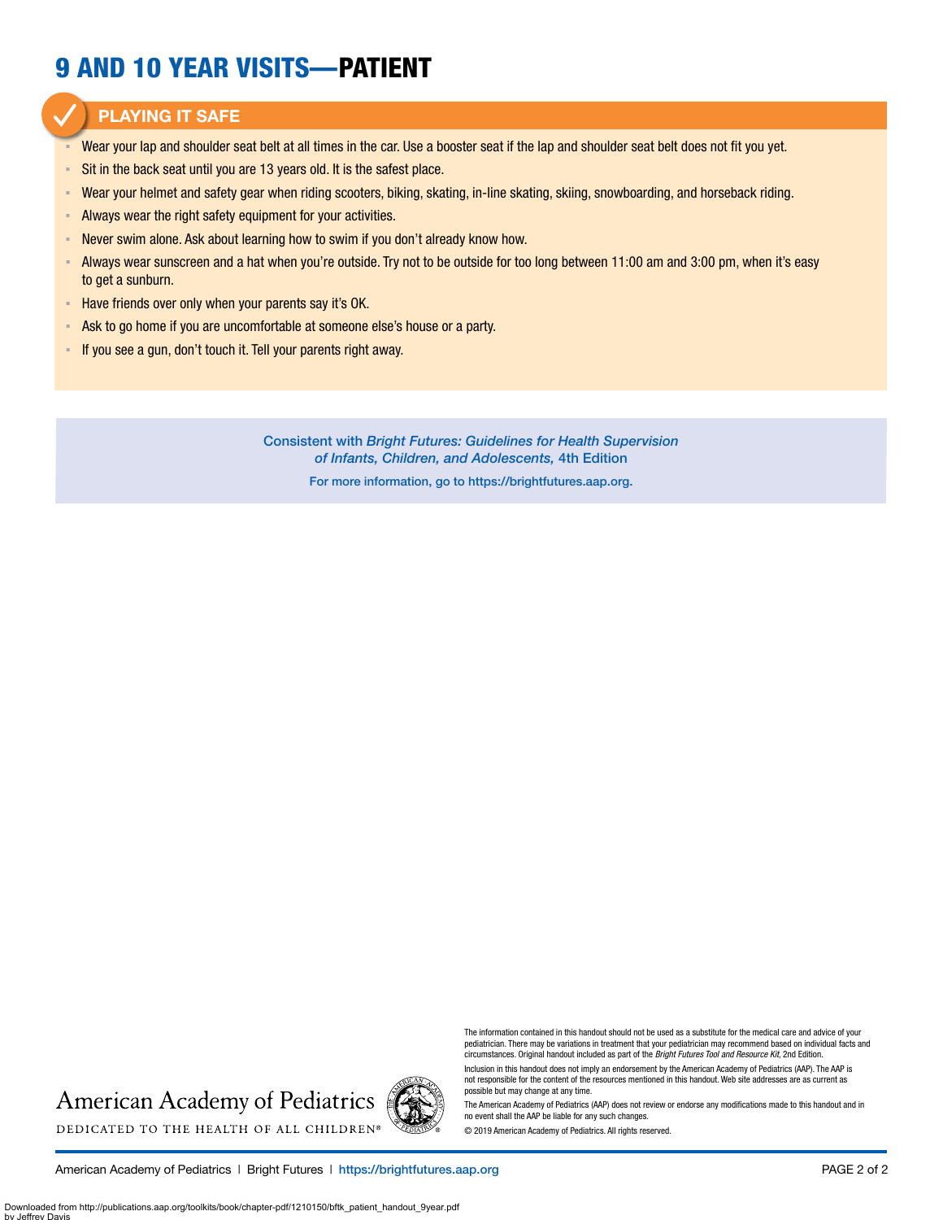# 9 AND 10 YEAR VISITS—PATIENT

## PLAYING IT SAFE

- Wear your lap and shoulder seat belt at all times in the car. Use a booster seat if the lap and shoulder seat belt does not fit you yet.
- Sit in the back seat until you are 13 years old. It is the safest place.
- Wear your helmet and safety gear when riding scooters, biking, skating, in-line skating, skiing, snowboarding, and horseback riding.
- Always wear the right safety equipment for your activities.
- Never swim alone. Ask about learning how to swim if you don't already know how.
- Always wear sunscreen and a hat when you're outside. Try not to be outside for too long between 11:00 am and 3:00 pm, when it's easy to get a sunburn.
- Have friends over only when your parents say it's OK.
- Ask to go home if you are uncomfortable at someone else's house or a party.
- If you see a gun, don't touch it. Tell your parents right away.

Consistent with *Bright Futures: Guidelines for Health Supervision of Infants, Children, and Adolescents,* 4th Edition

For more information, go to https://brightfutures.aap.org.

American Academy of Pediatrics

DEDICATED TO THE HEALTH OF ALL CHILDREN®

The information contained in this handout should not be used as a substitute for the medical care and advice of your pediatrician. There may be variations in treatment that your pediatrician may recommend based on individual facts and circumstances. Original handout included as part of the *Bright Futures Tool and Resource Kit,* 2nd Edition.

Inclusion in this handout does not imply an endorsement by the American Academy of Pediatrics (AAP). The AAP is not responsible for the content of the resources mentioned in this handout. Web site addresses are as current as possible but may change at any time.

The American Academy of Pediatrics (AAP) does not review or endorse any modifications made to this handout and in no event shall the AAP be liable for any such changes.

© 2019 American Academy of Pediatrics. All rights reserved.